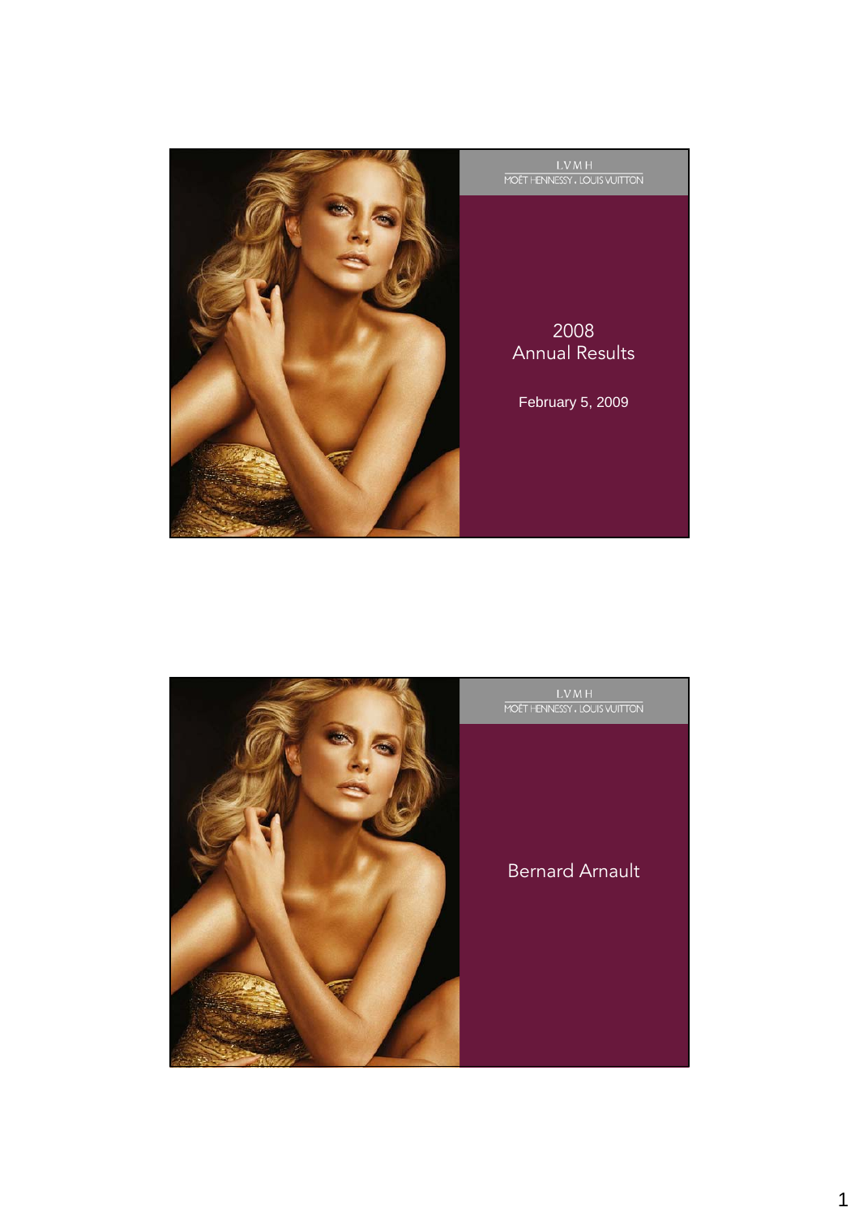LVMH
MOËT HENNESSY . LOUIS VUITTON

# 2008 Annual Results

February 5, 2009

LVMH
MOËT HENNESSY . LOUIS VUITTON

## Bernard Arnault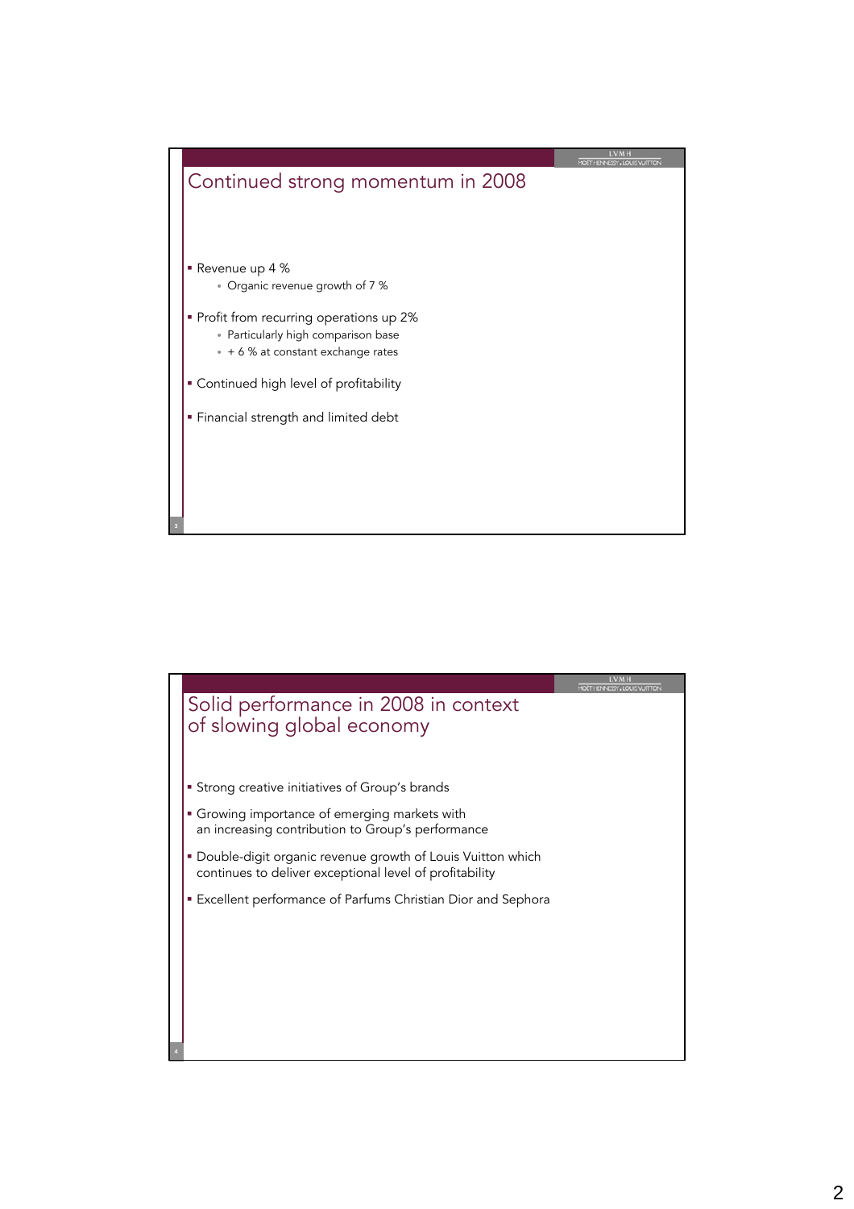## Continued strong momentum in 2008

- Revenue up 4 %
  - Organic revenue growth of 7 %
- Profit from recurring operations up 2%
  - Particularly high comparison base
  - + 6 % at constant exchange rates
- Continued high level of profitability
- Financial strength and limited debt

## Solid performance in 2008 in context of slowing global economy

- Strong creative initiatives of Group's brands
- Growing importance of emerging markets with an increasing contribution to Group's performance
- Double-digit organic revenue growth of Louis Vuitton which continues to deliver exceptional level of profitability
- Excellent performance of Parfums Christian Dior and Sephora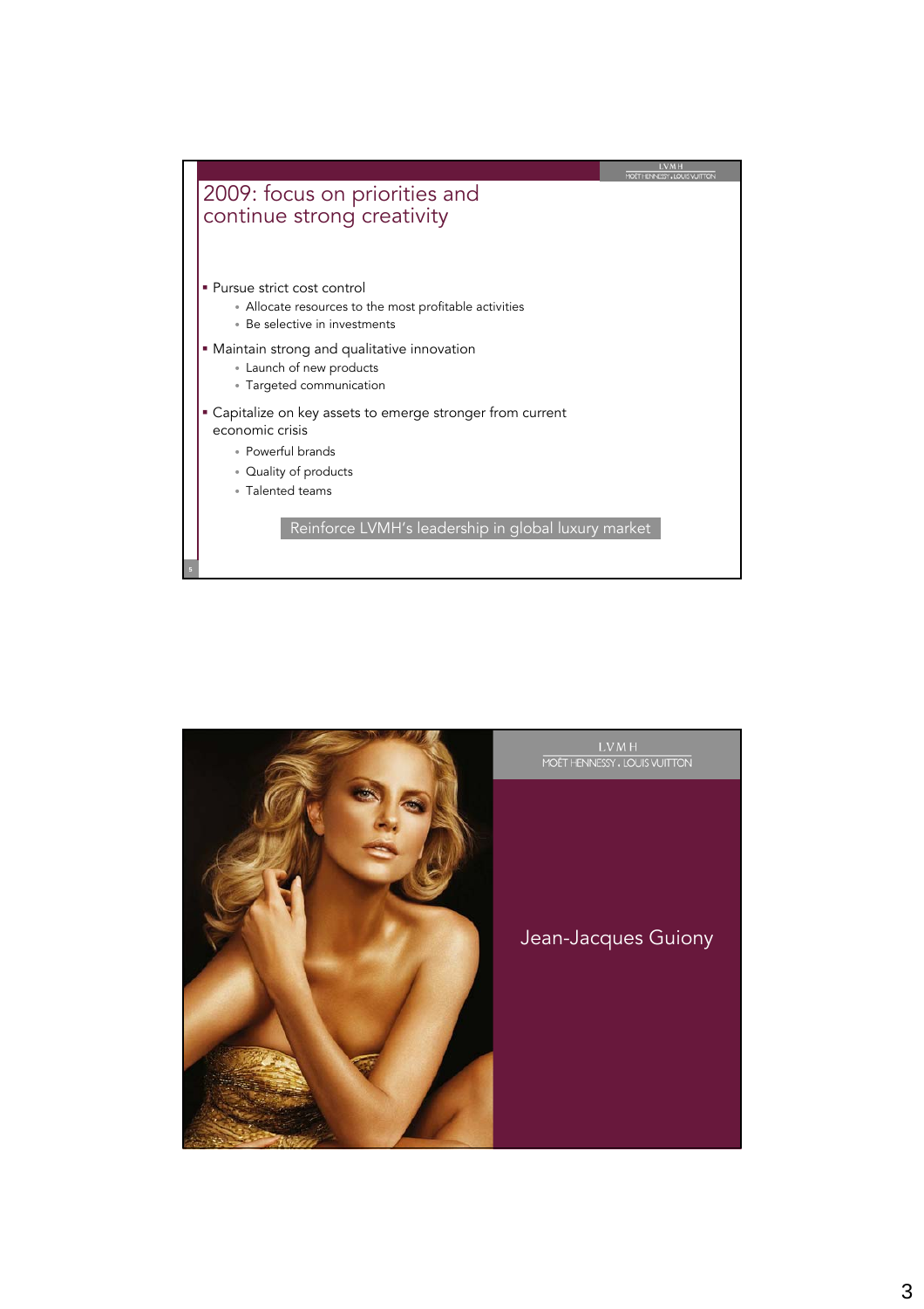## 2009: focus on priorities and continue strong creativity

- Pursue strict cost control
  - Allocate resources to the most profitable activities
  - Be selective in investments
- Maintain strong and qualitative innovation
  - Launch of new products
  - Targeted communication
- Capitalize on key assets to emerge stronger from current economic crisis
  - Powerful brands
  - Quality of products
  - Talented teams

Reinforce LVMH's leadership in global luxury market

## Jean-Jacques Guiony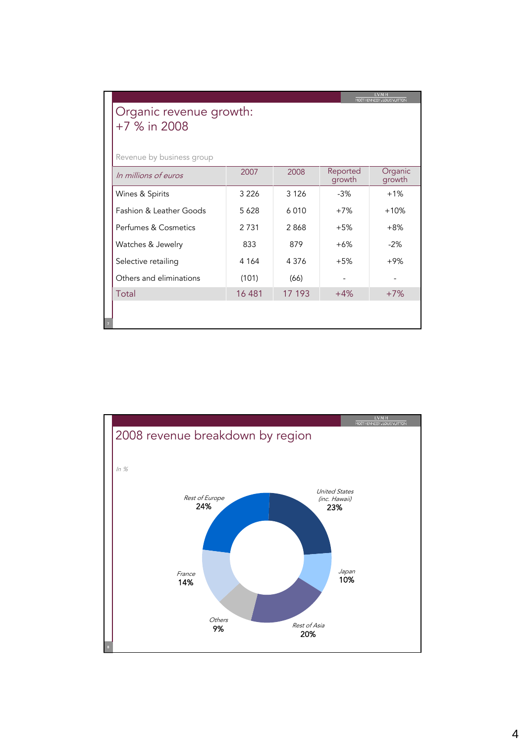# Organic revenue growth: +7 % in 2008

Revenue by business group

| *In millions of euros* | 2007 | 2008 | Reported growth | Organic growth |
|---|---|---|---|---|
| Wines & Spirits | 3 226 | 3 126 | -3% | +1% |
| Fashion & Leather Goods | 5 628 | 6 010 | +7% | +10% |
| Perfumes & Cosmetics | 2 731 | 2 868 | +5% | +8% |
| Watches & Jewelry | 833 | 879 | +6% | -2% |
| Selective retailing | 4 164 | 4 376 | +5% | +9% |
| Others and eliminations | (101) | (66) | - | - |
| Total | 16 481 | 17 193 | +4% | +7% |

# 2008 revenue breakdown by region

*In %*

| Region | % |
|---|---|
| United States (inc. Hawaii) | 23% |
| Japan | 10% |
| Rest of Asia | 20% |
| Others | 9% |
| France | 14% |
| Rest of Europe | 24% |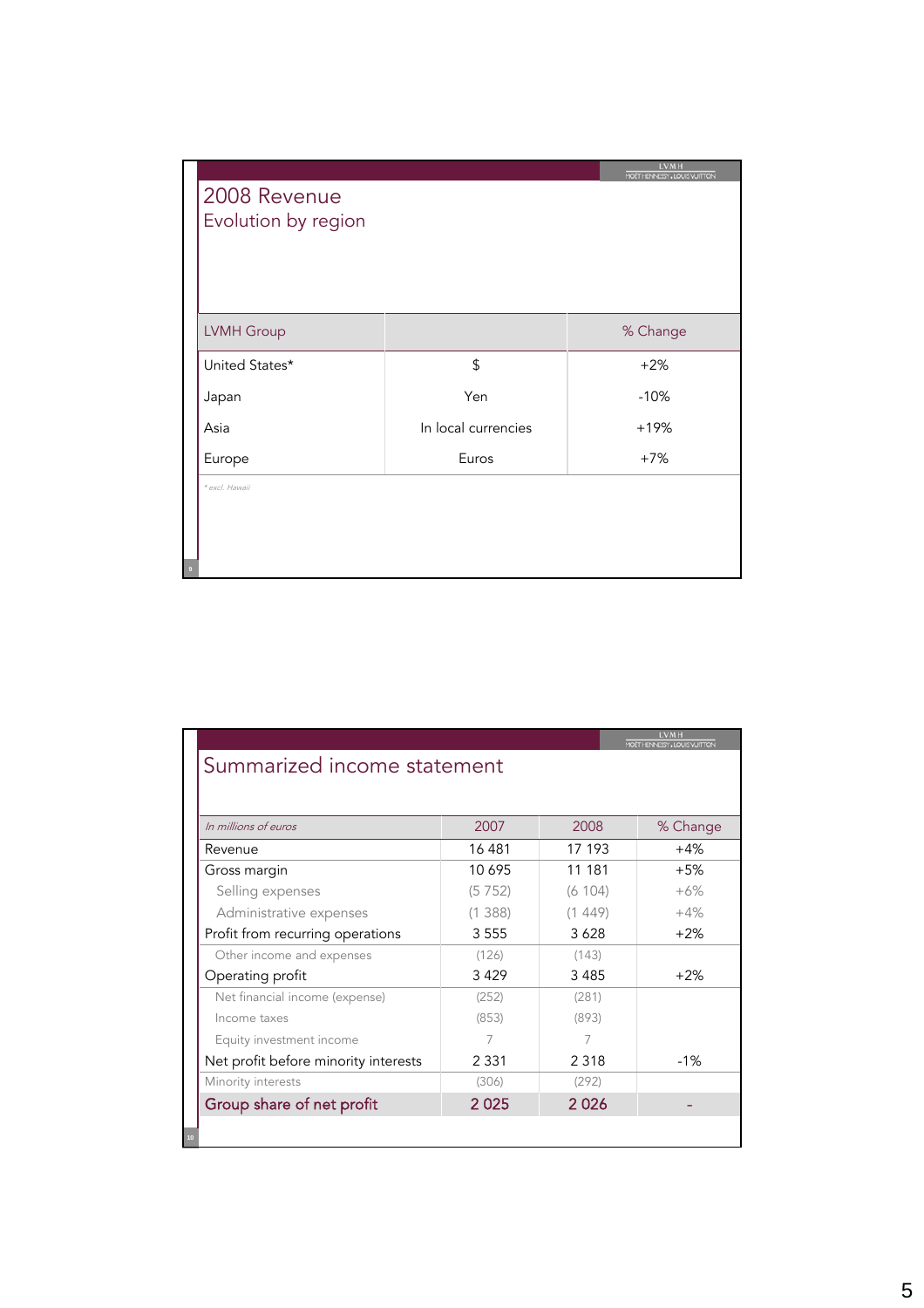## 2008 Revenue
### Evolution by region

| LVMH Group | | % Change |
|---|---|---|
| United States* | $ | +2% |
| Japan | Yen | -10% |
| Asia | In local currencies | +19% |
| Europe | Euros | +7% |

*\* excl. Hawaii*

## Summarized income statement

| *In millions of euros* | 2007 | 2008 | % Change |
|---|---|---|---|
| Revenue | 16 481 | 17 193 | +4% |
| Gross margin | 10 695 | 11 181 | +5% |
| Selling expenses | (5 752) | (6 104) | +6% |
| Administrative expenses | (1 388) | (1 449) | +4% |
| Profit from recurring operations | 3 555 | 3 628 | +2% |
| Other income and expenses | (126) | (143) | |
| Operating profit | 3 429 | 3 485 | +2% |
| Net financial income (expense) | (252) | (281) | |
| Income taxes | (853) | (893) | |
| Equity investment income | 7 | 7 | |
| Net profit before minority interests | 2 331 | 2 318 | -1% |
| Minority interests | (306) | (292) | |
| **Group share of net profit** | **2 025** | **2 026** | **-** |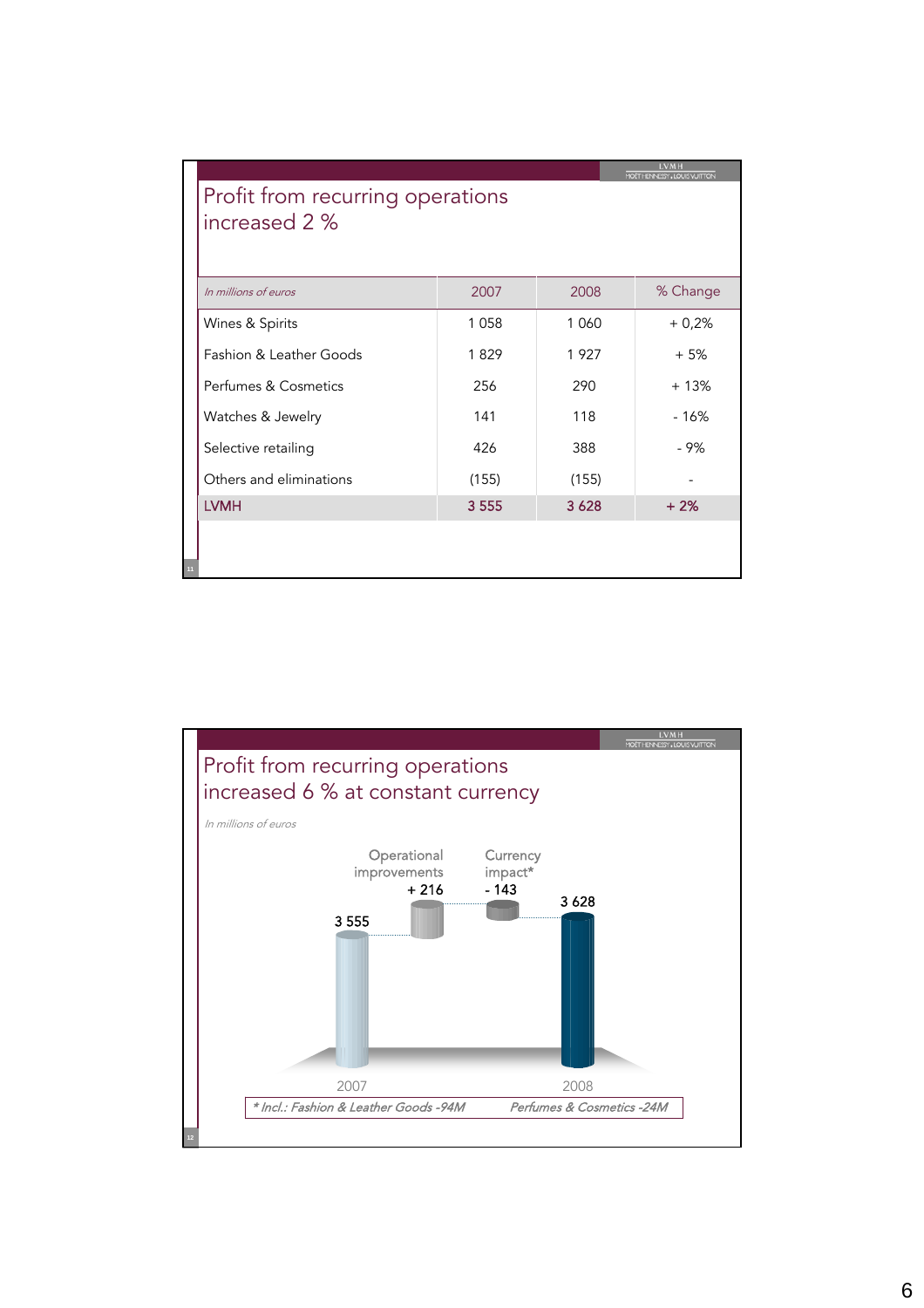## Profit from recurring operations increased 2 %

| *In millions of euros* | 2007 | 2008 | % Change |
|---|---|---|---|
| Wines & Spirits | 1 058 | 1 060 | + 0,2% |
| Fashion & Leather Goods | 1 829 | 1 927 | + 5% |
| Perfumes & Cosmetics | 256 | 290 | + 13% |
| Watches & Jewelry | 141 | 118 | - 16% |
| Selective retailing | 426 | 388 | - 9% |
| Others and eliminations | (155) | (155) | - |
| **LVMH** | **3 555** | **3 628** | **+ 2%** |

## Profit from recurring operations increased 6 % at constant currency

*In millions of euros*

| 2007 | Operational improvements | Currency impact* | 2008 |
|---|---|---|---|
| 3 555 | + 216 | - 143 | 3 628 |

*\* Incl.: Fashion & Leather Goods -94M Perfumes & Cosmetics -24M*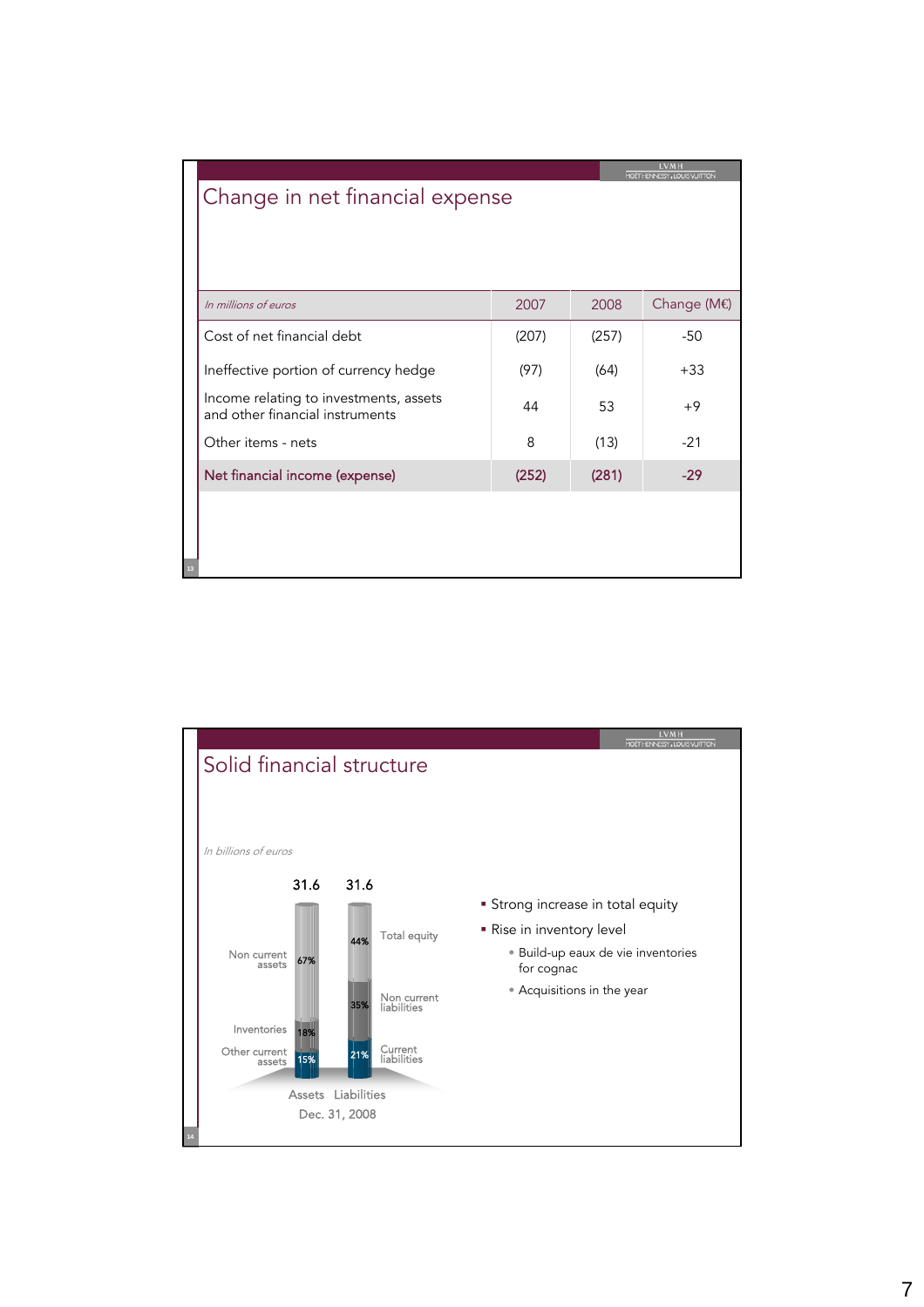## Change in net financial expense

| *In millions of euros* | 2007 | 2008 | Change (M€) |
|---|---|---|---|
| Cost of net financial debt | (207) | (257) | -50 |
| Ineffective portion of currency hedge | (97) | (64) | +33 |
| Income relating to investments, assets and other financial instruments | 44 | 53 | +9 |
| Other items - nets | 8 | (13) | -21 |
| **Net financial income (expense)** | **(252)** | **(281)** | **-29** |

## Solid financial structure

*In billions of euros*

| | Assets | Liabilities |
|---|---|---|
| Total | 31.6 | 31.6 |
| Non current assets | 67% | |
| Inventories | 18% | |
| Other current assets | 15% | |
| Total equity | | 44% |
| Non current liabilities | | 35% |
| Current liabilities | | 21% |

Dec. 31, 2008

- Strong increase in total equity
- Rise in inventory level
  - Build-up eaux de vie inventories for cognac
  - Acquisitions in the year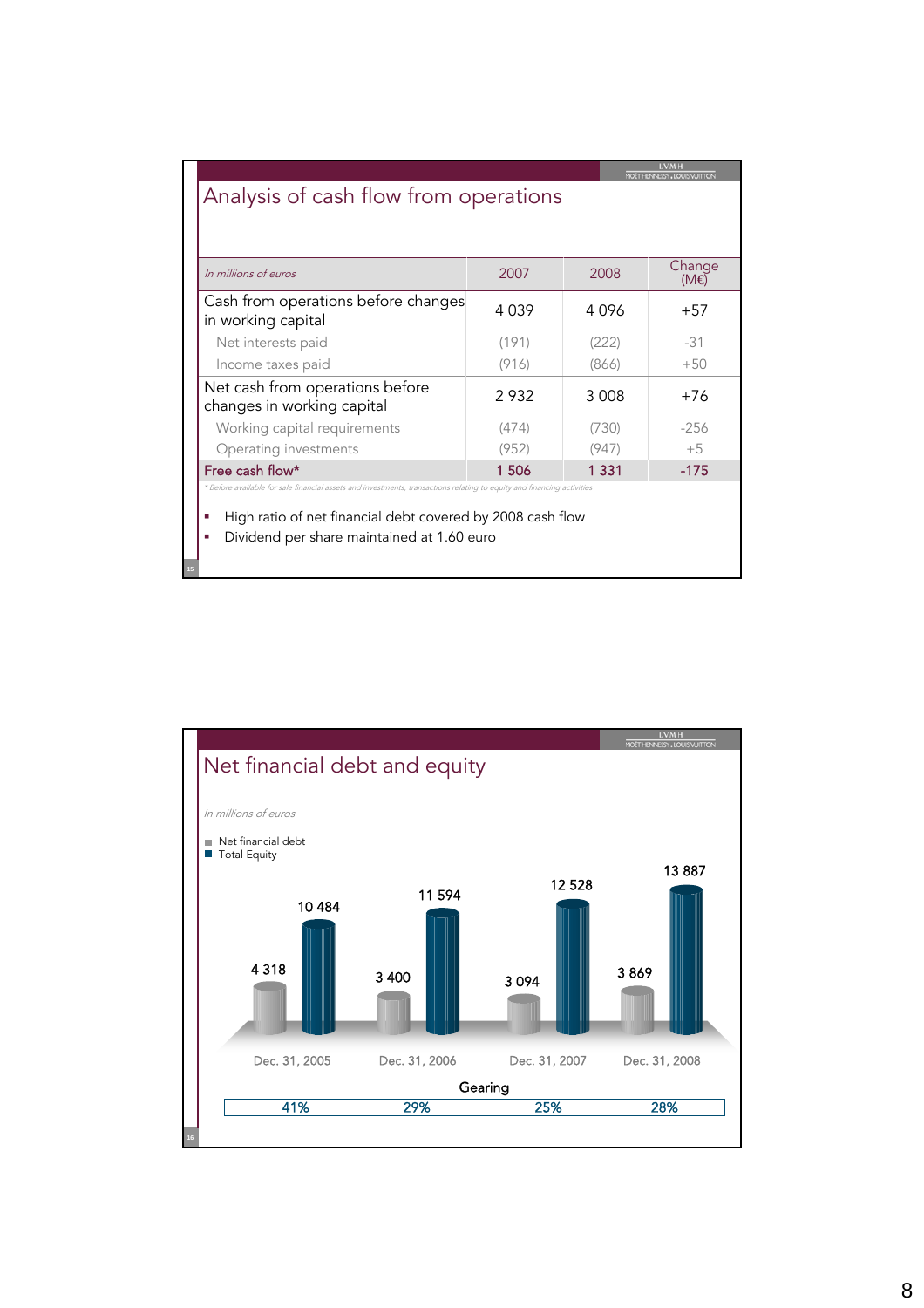## Analysis of cash flow from operations

| *In millions of euros* | 2007 | 2008 | Change (M€) |
|---|---|---|---|
| Cash from operations before changes in working capital | 4 039 | 4 096 | +57 |
| Net interests paid | (191) | (222) | -31 |
| Income taxes paid | (916) | (866) | +50 |
| Net cash from operations before changes in working capital | 2 932 | 3 008 | +76 |
| Working capital requirements | (474) | (730) | -256 |
| Operating investments | (952) | (947) | +5 |
| Free cash flow* | 1 506 | 1 331 | -175 |

*\* Before available for sale financial assets and investments, transactions relating to equity and financing activities*

- High ratio of net financial debt covered by 2008 cash flow
- Dividend per share maintained at 1.60 euro

## Net financial debt and equity

*In millions of euros*

| | Dec. 31, 2005 | Dec. 31, 2006 | Dec. 31, 2007 | Dec. 31, 2008 |
|---|---|---|---|---|
| Net financial debt | 4 318 | 3 400 | 3 094 | 3 869 |
| Total Equity | 10 484 | 11 594 | 12 528 | 13 887 |
| Gearing | 41% | 29% | 25% | 28% |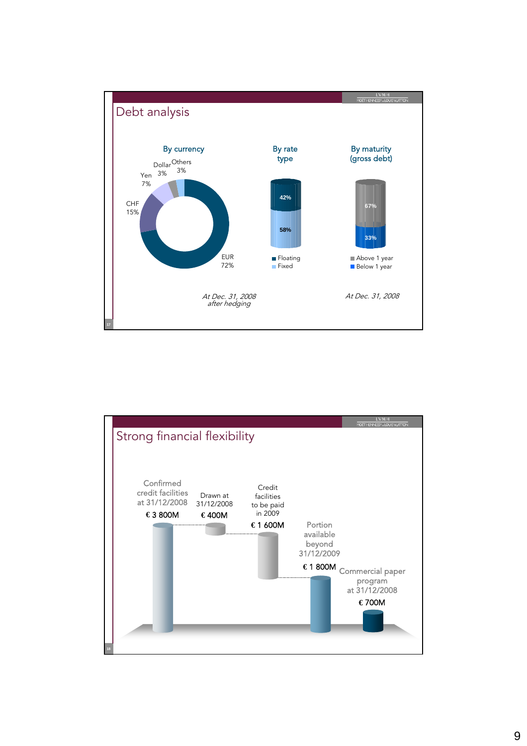## Debt analysis

**By currency**

- EUR 72%
- CHF 15%
- Yen 7%
- Dollar 3%
- Others 3%

*At Dec. 31, 2008 after hedging*

**By rate type**

- Floating 42%
- Fixed 58%

**By maturity (gross debt)**

- Above 1 year 67%
- Below 1 year 33%

*At Dec. 31, 2008*

## Strong financial flexibility

| | Amount |
|---|---|
| Confirmed credit facilities at 31/12/2008 | € 3 800M |
| Drawn at 31/12/2008 | € 400M |
| Credit facilities to be paid in 2009 | € 1 600M |
| Portion available beyond 31/12/2009 | € 1 800M |
| Commercial paper program at 31/12/2008 | € 700M |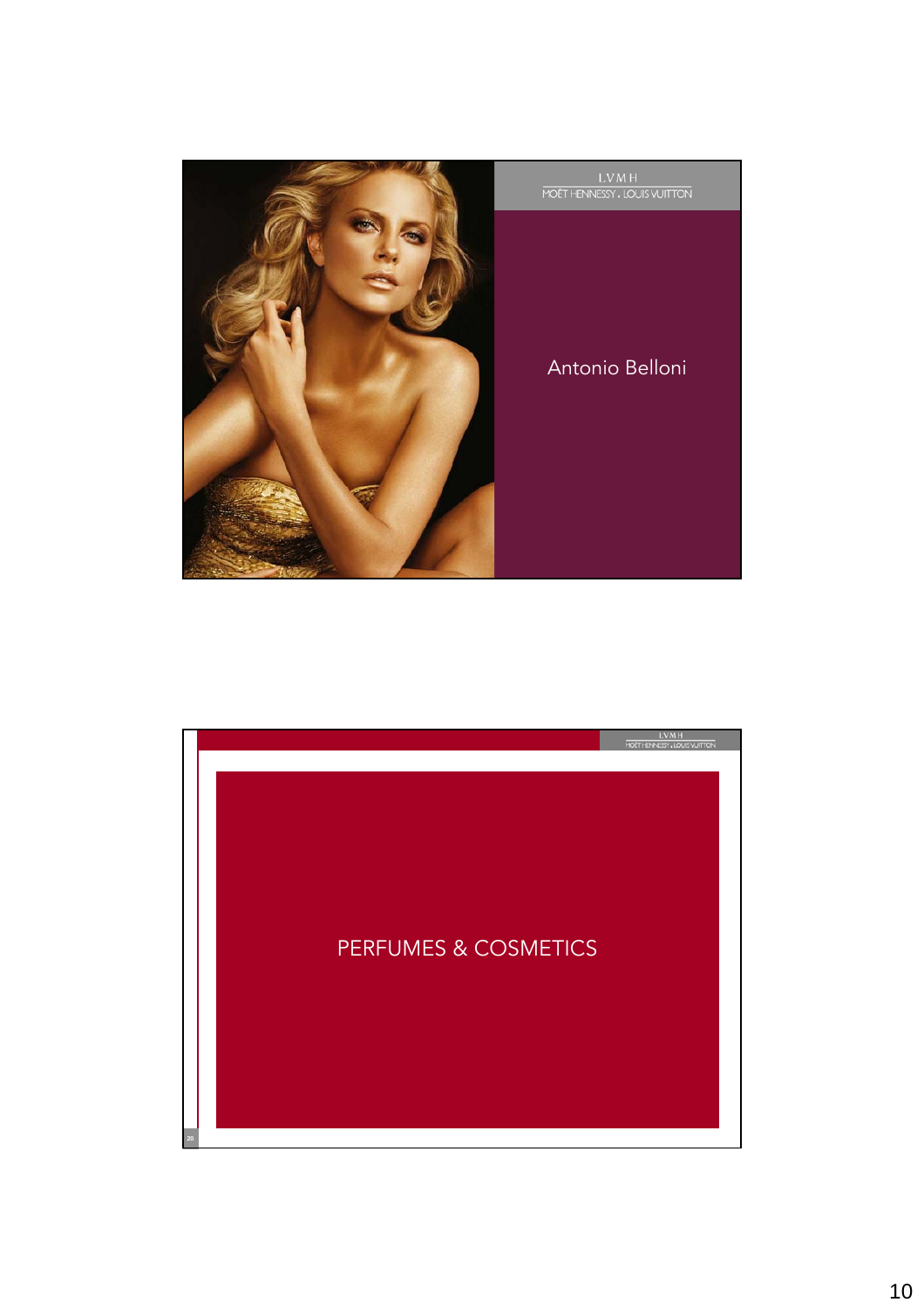LVMH
MOËT HENNESSY . LOUIS VUITTON

Antonio Belloni

LVMH
MOËT HENNESSY . LOUIS VUITTON

# PERFUMES & COSMETICS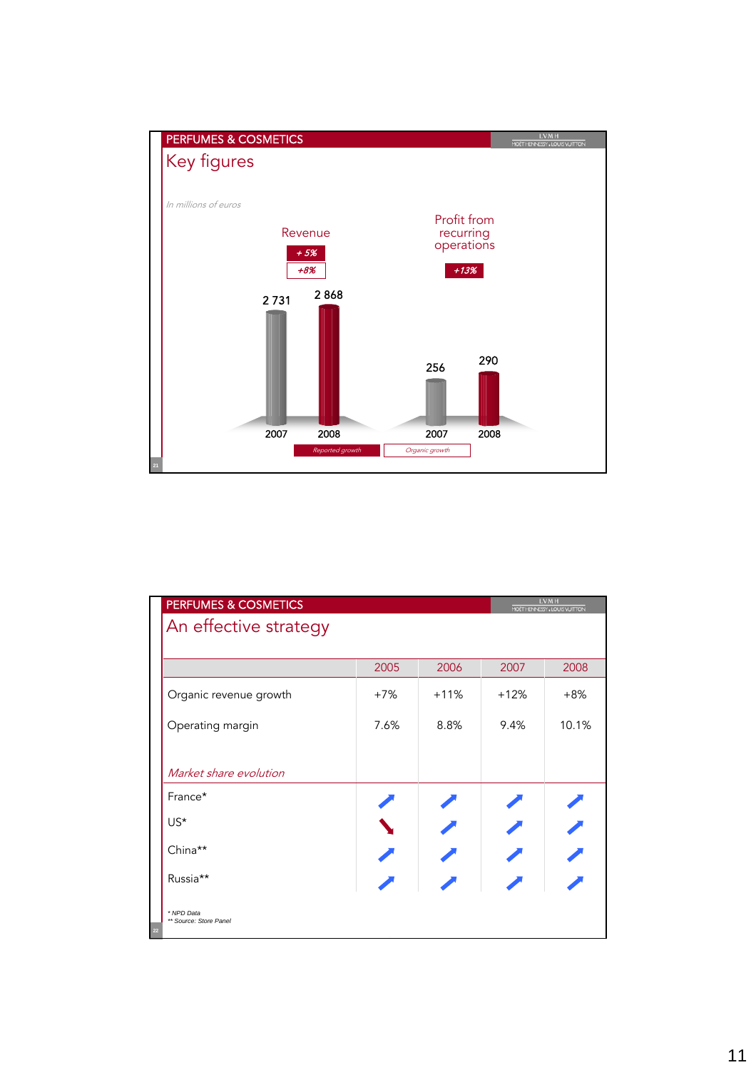## PERFUMES & COSMETICS

### Key figures

*In millions of euros*

**Revenue** — +5% (reported growth), +8% (organic growth)

| | 2007 | 2008 |
|---|---|---|
| Revenue | 2 731 | 2 868 |

**Profit from recurring operations** — +13% (reported growth)

| | 2007 | 2008 |
|---|---|---|
| Profit from recurring operations | 256 | 290 |

*Reported growth* | *Organic growth*

## PERFUMES & COSMETICS

### An effective strategy

| | 2005 | 2006 | 2007 | 2008 |
|---|---|---|---|---|
| Organic revenue growth | +7% | +11% | +12% | +8% |
| Operating margin | 7.6% | 8.8% | 9.4% | 10.1% |
| *Market share evolution* | | | | |
| France* | ↗ | ↗ | ↗ | ↗ |
| US* | ↘ | ↗ | ↗ | ↗ |
| China** | ↗ | ↗ | ↗ | ↗ |
| Russia** | ↗ | ↗ | ↗ | ↗ |

\* NPD Data
\*\* Source: Store Panel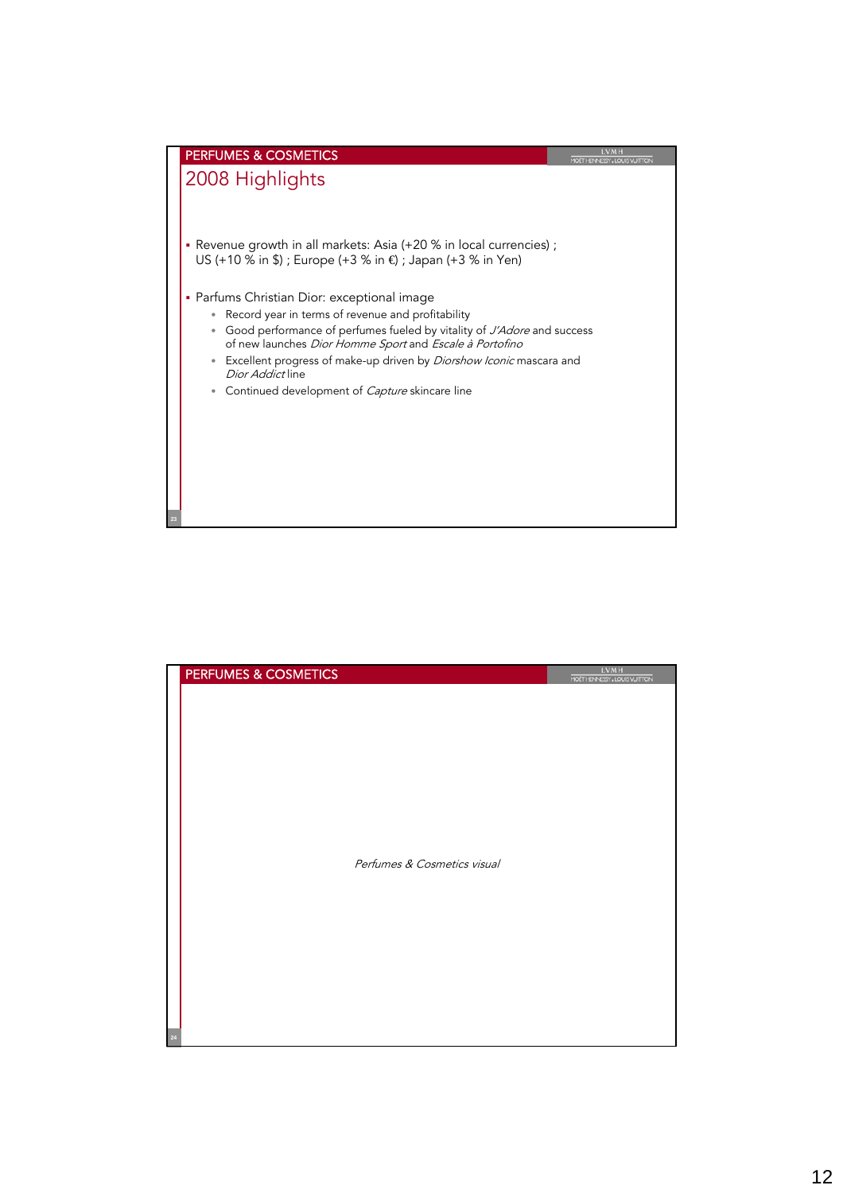## PERFUMES & COSMETICS

# 2008 Highlights

- Revenue growth in all markets: Asia (+20 % in local currencies) ; US (+10 % in $) ; Europe (+3 % in €) ; Japan (+3 % in Yen)
- Parfums Christian Dior: exceptional image
  - Record year in terms of revenue and profitability
  - Good performance of perfumes fueled by vitality of *J'Adore* and success of new launches *Dior Homme Sport* and *Escale à Portofino*
  - Excellent progress of make-up driven by *Diorshow Iconic* mascara and *Dior Addict* line
  - Continued development of *Capture* skincare line

## PERFUMES & COSMETICS

*Perfumes & Cosmetics visual*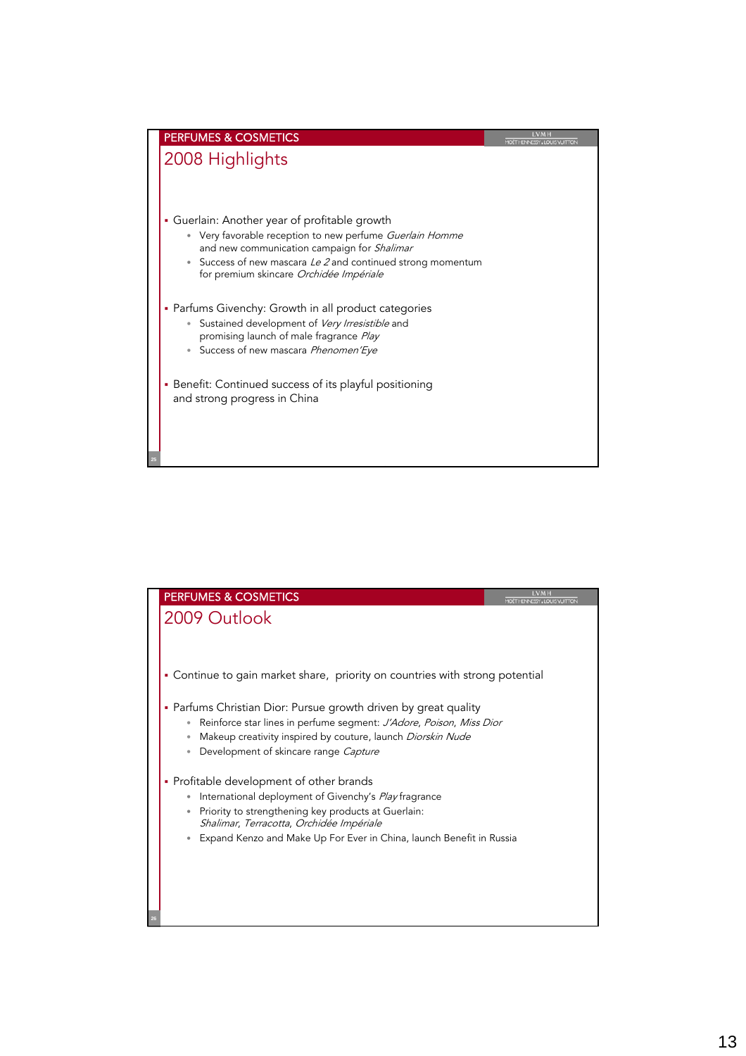## PERFUMES & COSMETICS

### 2008 Highlights

- Guerlain: Another year of profitable growth
  - Very favorable reception to new perfume *Guerlain Homme* and new communication campaign for *Shalimar*
  - Success of new mascara *Le 2* and continued strong momentum for premium skincare *Orchidée Impériale*
- Parfums Givenchy: Growth in all product categories
  - Sustained development of *Very Irresistible* and promising launch of male fragrance *Play*
  - Success of new mascara *Phenomen'Eye*
- Benefit: Continued success of its playful positioning and strong progress in China

## PERFUMES & COSMETICS

### 2009 Outlook

- Continue to gain market share, priority on countries with strong potential
- Parfums Christian Dior: Pursue growth driven by great quality
  - Reinforce star lines in perfume segment: *J'Adore*, *Poison*, *Miss Dior*
  - Makeup creativity inspired by couture, launch *Diorskin Nude*
  - Development of skincare range *Capture*
- Profitable development of other brands
  - International deployment of Givenchy's *Play* fragrance
  - Priority to strengthening key products at Guerlain: *Shalimar*, *Terracotta*, *Orchidée Impériale*
  - Expand Kenzo and Make Up For Ever in China, launch Benefit in Russia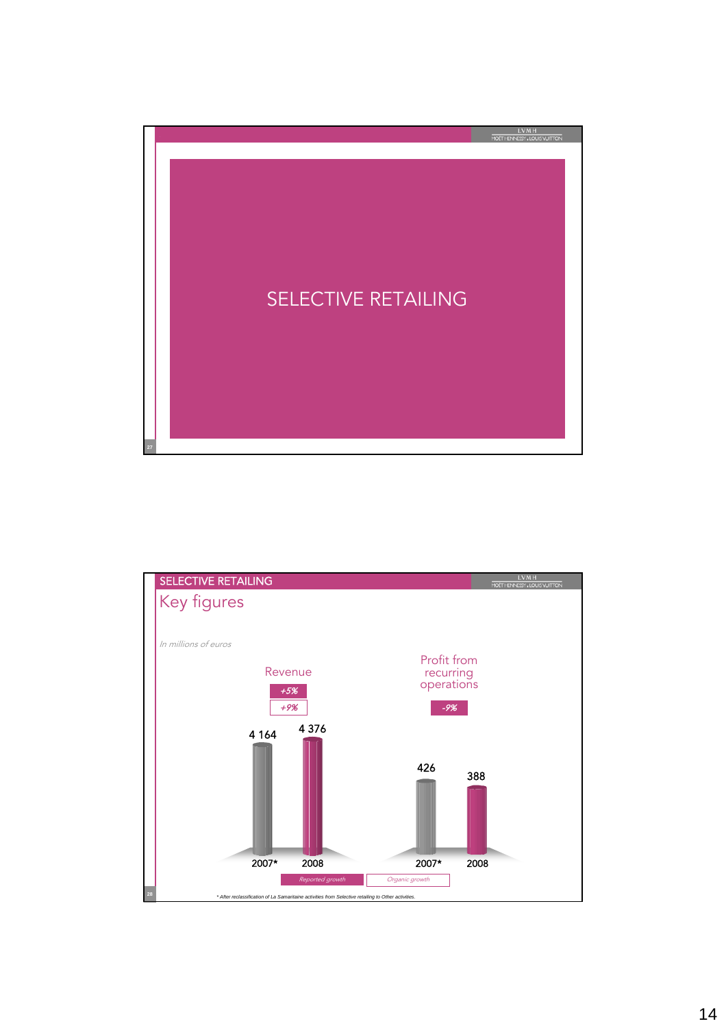# SELECTIVE RETAILING

## SELECTIVE RETAILING

### Key figures

*In millions of euros*

**Revenue**

*+5%* (Reported growth)

*+9%* (Organic growth)

| | 2007* | 2008 |
|---|---|---|
| Revenue | 4 164 | 4 376 |

**Profit from recurring operations**

*-9%* (Reported growth)

| | 2007* | 2008 |
|---|---|---|
| Profit from recurring operations | 426 | 388 |

*Reported growth* | *Organic growth*

*\* After reclassification of La Samaritaine activities from Selective retailing to Other activities.*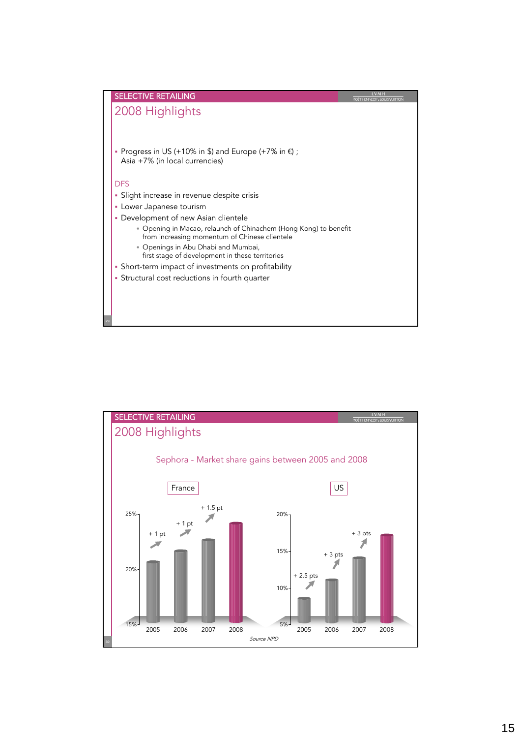## SELECTIVE RETAILING

### 2008 Highlights

- Progress in US (+10% in $) and Europe (+7% in €) ; Asia +7% (in local currencies)

DFS

- Slight increase in revenue despite crisis
- Lower Japanese tourism
- Development of new Asian clientele
  - Opening in Macao, relaunch of Chinachem (Hong Kong) to benefit from increasing momentum of Chinese clientele
  - Openings in Abu Dhabi and Mumbai, first stage of development in these territories
- Short-term impact of investments on profitability
- Structural cost reductions in fourth quarter

## SELECTIVE RETAILING

### 2008 Highlights

Sephora - Market share gains between 2005 and 2008

**France**

| Year | Change |
|---|---|
| 2005 | |
| 2006 | + 1 pt |
| 2007 | + 1 pt |
| 2008 | + 1.5 pt |

**US**

| Year | Change |
|---|---|
| 2005 | |
| 2006 | + 2.5 pts |
| 2007 | + 3 pts |
| 2008 | + 3 pts |

*Source NPD*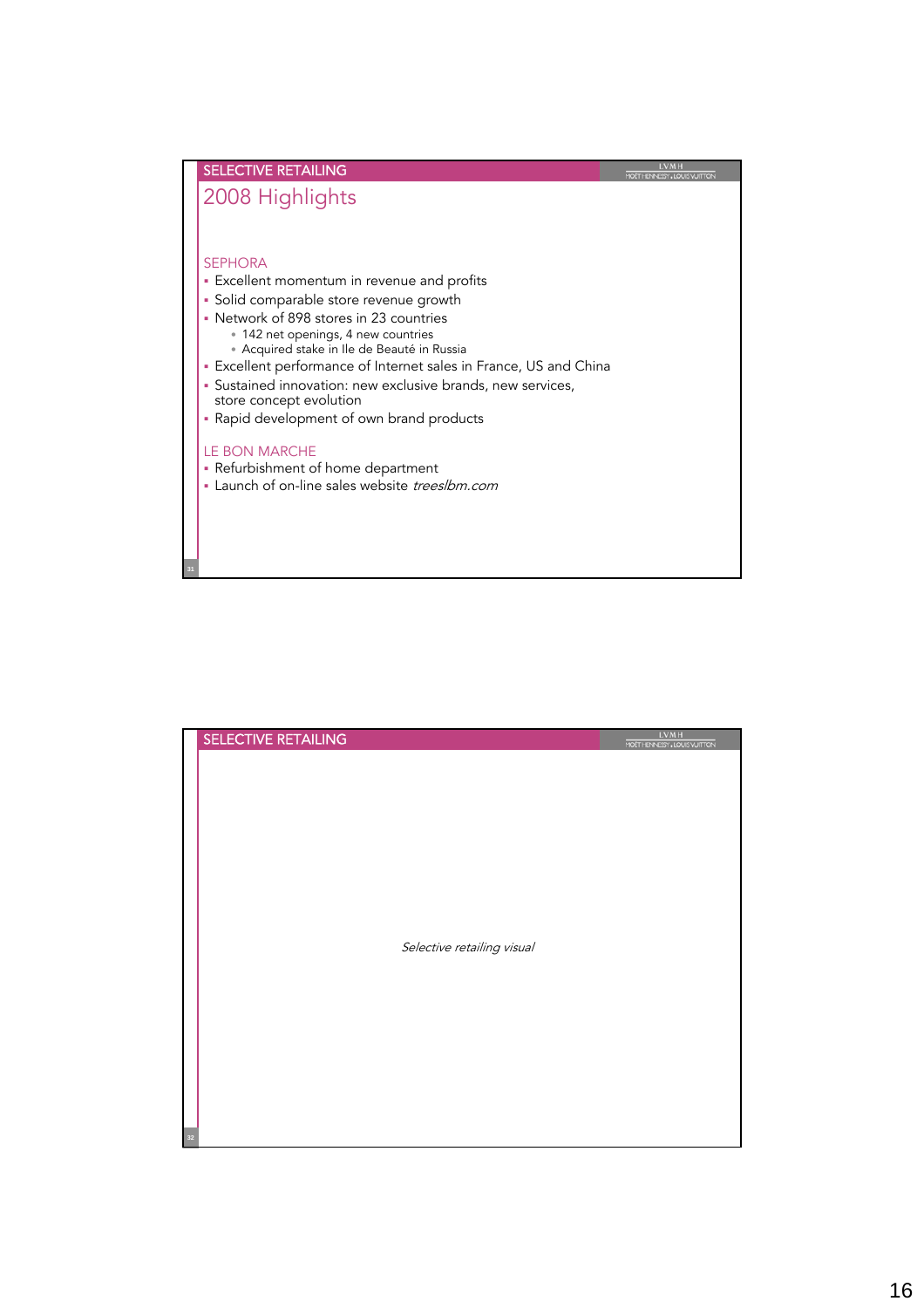## SELECTIVE RETAILING

# 2008 Highlights

### SEPHORA

- Excellent momentum in revenue and profits
- Solid comparable store revenue growth
- Network of 898 stores in 23 countries
  - 142 net openings, 4 new countries
  - Acquired stake in Ile de Beauté in Russia
- Excellent performance of Internet sales in France, US and China
- Sustained innovation: new exclusive brands, new services, store concept evolution
- Rapid development of own brand products

### LE BON MARCHE

- Refurbishment of home department
- Launch of on-line sales website *treeslbm.com*

## SELECTIVE RETAILING

*Selective retailing visual*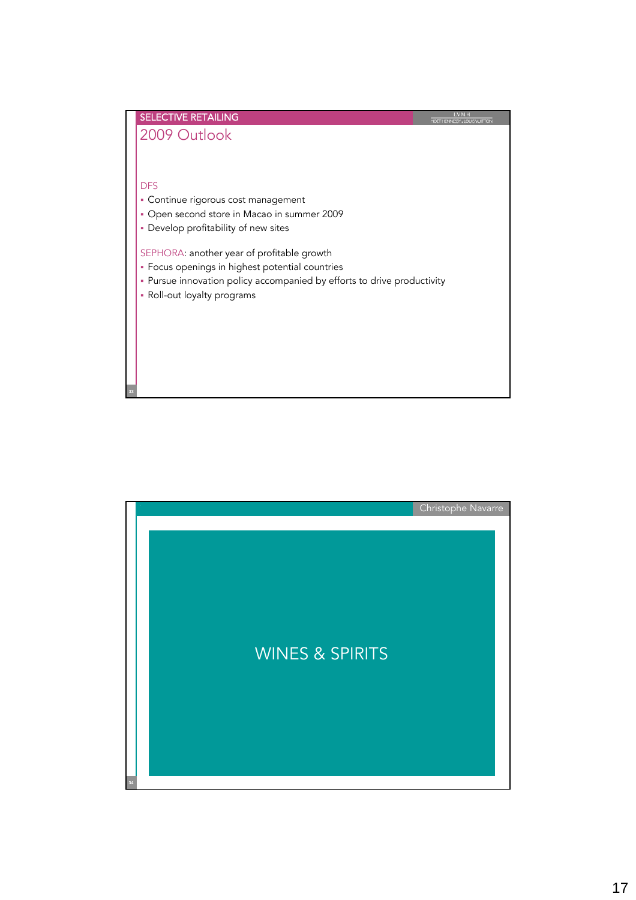## SELECTIVE RETAILING

### 2009 Outlook

DFS

- Continue rigorous cost management
- Open second store in Macao in summer 2009
- Develop profitability of new sites

SEPHORA: another year of profitable growth

- Focus openings in highest potential countries
- Pursue innovation policy accompanied by efforts to drive productivity
- Roll-out loyalty programs

Christophe Navarre

## WINES & SPIRITS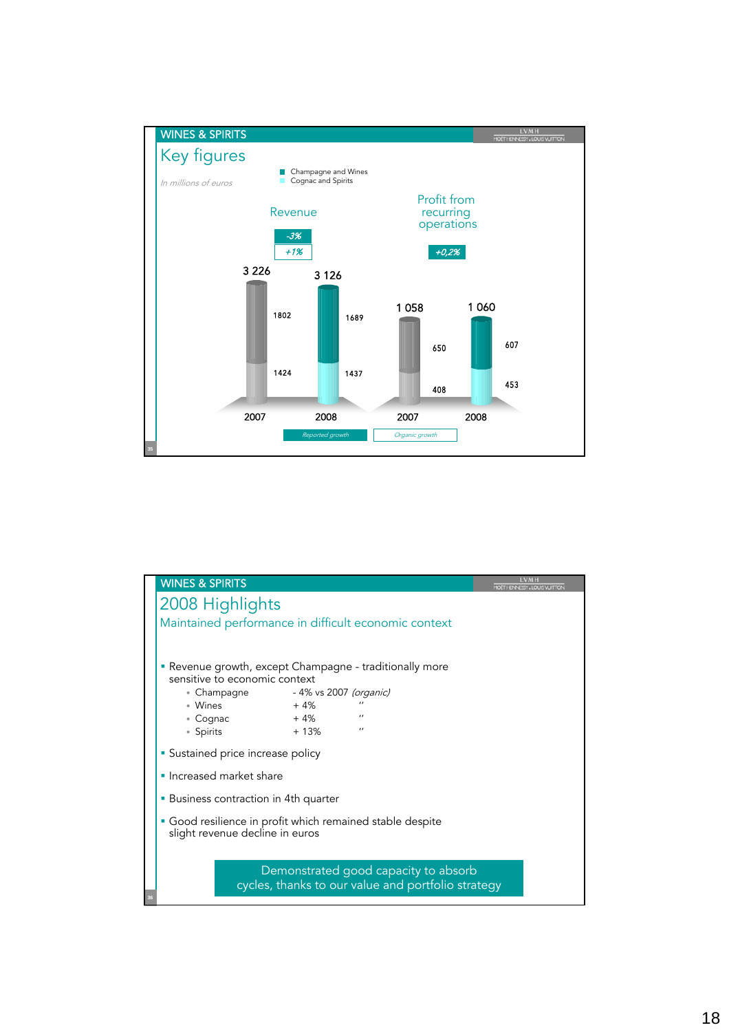## WINES & SPIRITS

### Key figures

*In millions of euros*

■ Champagne and Wines
■ Cognac and Spirits

**Revenue**

-3% (Reported growth)
+1% (Organic growth)

| | 2007 | 2008 |
|---|---|---|
| Total | 3 226 | 3 126 |
| Champagne and Wines | 1802 | 1689 |
| Cognac and Spirits | 1424 | 1437 |

**Profit from recurring operations**

+0,2% (Reported growth)

| | 2007 | 2008 |
|---|---|---|
| Total | 1 058 | 1 060 |
| Champagne and Wines | 650 | 607 |
| Cognac and Spirits | 408 | 453 |

*Reported growth* | *Organic growth*

## WINES & SPIRITS

### 2008 Highlights

Maintained performance in difficult economic context

- Revenue growth, except Champagne - traditionally more sensitive to economic context
  - Champagne - 4% vs 2007 *(organic)*
  - Wines + 4% "
  - Cognac + 4% "
  - Spirits + 13% "
- Sustained price increase policy
- Increased market share
- Business contraction in 4th quarter
- Good resilience in profit which remained stable despite slight revenue decline in euros

**Demonstrated good capacity to absorb cycles, thanks to our value and portfolio strategy**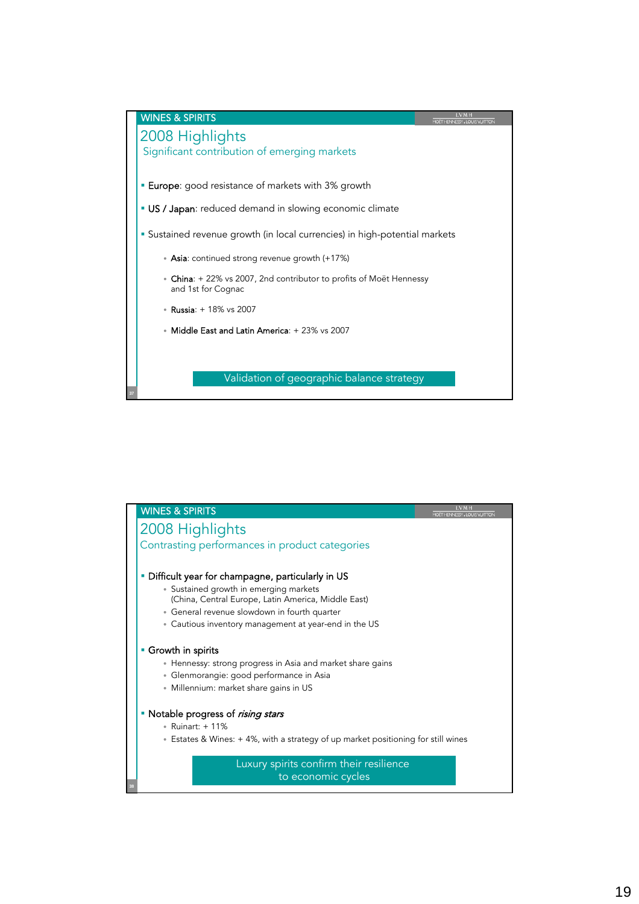WINES & SPIRITS

# 2008 Highlights

## Significant contribution of emerging markets

- **Europe**: good resistance of markets with 3% growth
- **US / Japan**: reduced demand in slowing economic climate
- Sustained revenue growth (in local currencies) in high-potential markets
  - **Asia**: continued strong revenue growth (+17%)
  - **China**: + 22% vs 2007, 2nd contributor to profits of Moët Hennessy and 1st for Cognac
  - **Russia**: + 18% vs 2007
  - **Middle East and Latin America**: + 23% vs 2007

**Validation of geographic balance strategy**

WINES & SPIRITS

# 2008 Highlights

## Contrasting performances in product categories

- **Difficult year for champagne, particularly in US**
  - Sustained growth in emerging markets (China, Central Europe, Latin America, Middle East)
  - General revenue slowdown in fourth quarter
  - Cautious inventory management at year-end in the US
- **Growth in spirits**
  - Hennessy: strong progress in Asia and market share gains
  - Glenmorangie: good performance in Asia
  - Millennium: market share gains in US
- **Notable progress of *rising stars***
  - Ruinart: + 11%
  - Estates & Wines: + 4%, with a strategy of up market positioning for still wines

**Luxury spirits confirm their resilience to economic cycles**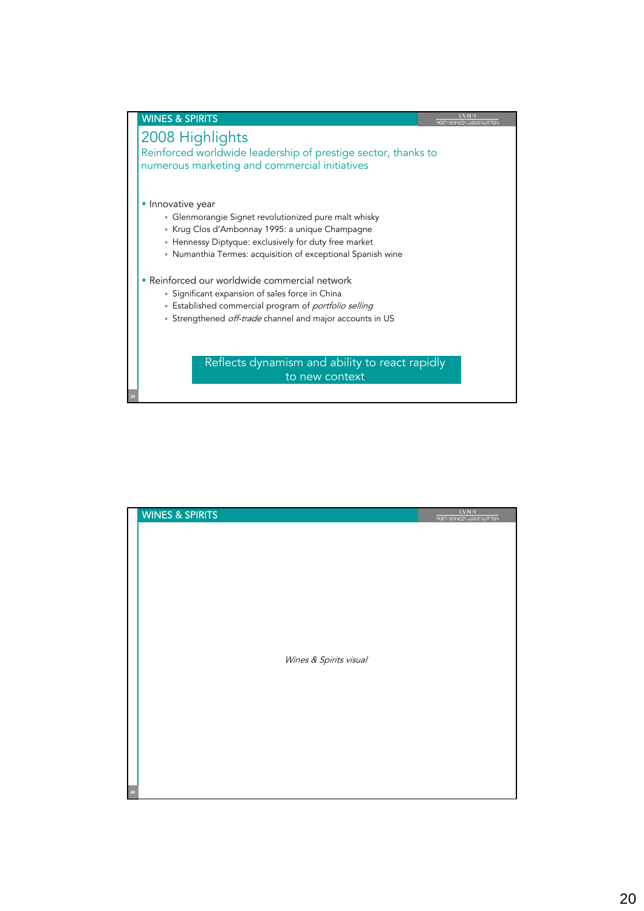## WINES & SPIRITS

# 2008 Highlights

Reinforced worldwide leadership of prestige sector, thanks to numerous marketing and commercial initiatives

- Innovative year
  - Glenmorangie Signet revolutionized pure malt whisky
  - Krug Clos d'Ambonnay 1995: a unique Champagne
  - Hennessy Diptyque: exclusively for duty free market
  - Numanthia Termes: acquisition of exceptional Spanish wine
- Reinforced our worldwide commercial network
  - Significant expansion of sales force in China
  - Established commercial program of *portfolio selling*
  - Strengthened *off-trade* channel and major accounts in US

**Reflects dynamism and ability to react rapidly to new context**

## WINES & SPIRITS

*Wines & Spirits visual*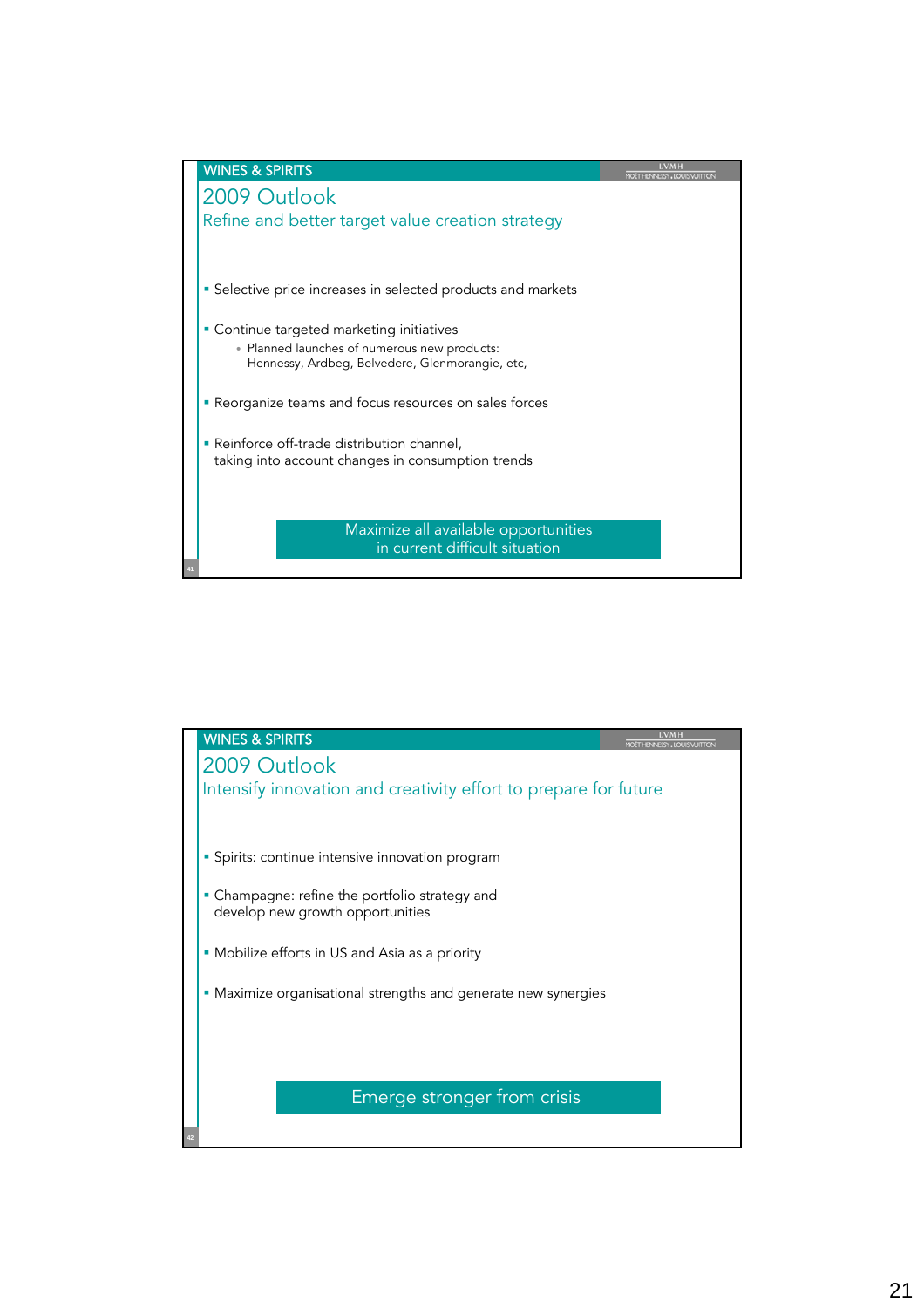WINES & SPIRITS

# 2009 Outlook

## Refine and better target value creation strategy

- Selective price increases in selected products and markets
- Continue targeted marketing initiatives
  - Planned launches of numerous new products:
    Hennessy, Ardbeg, Belvedere, Glenmorangie, etc,
- Reorganize teams and focus resources on sales forces
- Reinforce off-trade distribution channel,
  taking into account changes in consumption trends

**Maximize all available opportunities in current difficult situation**

WINES & SPIRITS

# 2009 Outlook

## Intensify innovation and creativity effort to prepare for future

- Spirits: continue intensive innovation program
- Champagne: refine the portfolio strategy and
  develop new growth opportunities
- Mobilize efforts in US and Asia as a priority
- Maximize organisational strengths and generate new synergies

**Emerge stronger from crisis**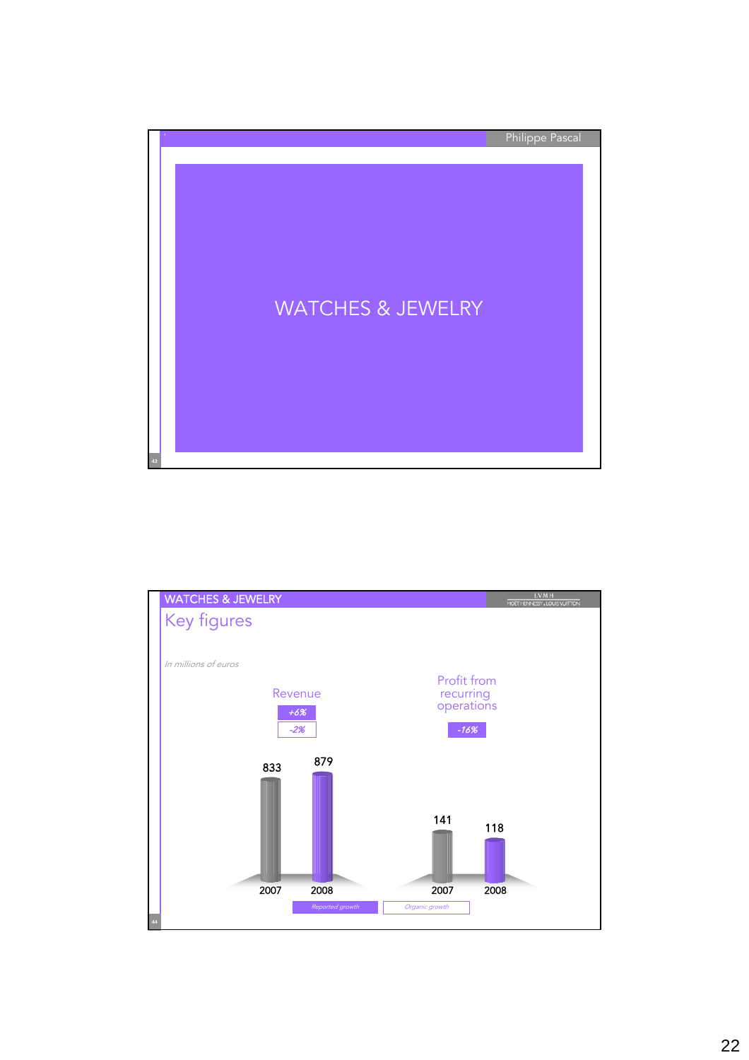Philippe Pascal

# WATCHES & JEWELRY

---

## WATCHES & JEWELRY

### Key figures

*In millions of euros*

**Revenue**

*+6%*

*-2%*

| | 2007 | 2008 |
|---|---|---|
| Revenue | 833 | 879 |

**Profit from recurring operations**

*-16%*

| | 2007 | 2008 |
|---|---|---|
| Profit from recurring operations | 141 | 118 |

*Reported growth* | *Organic growth*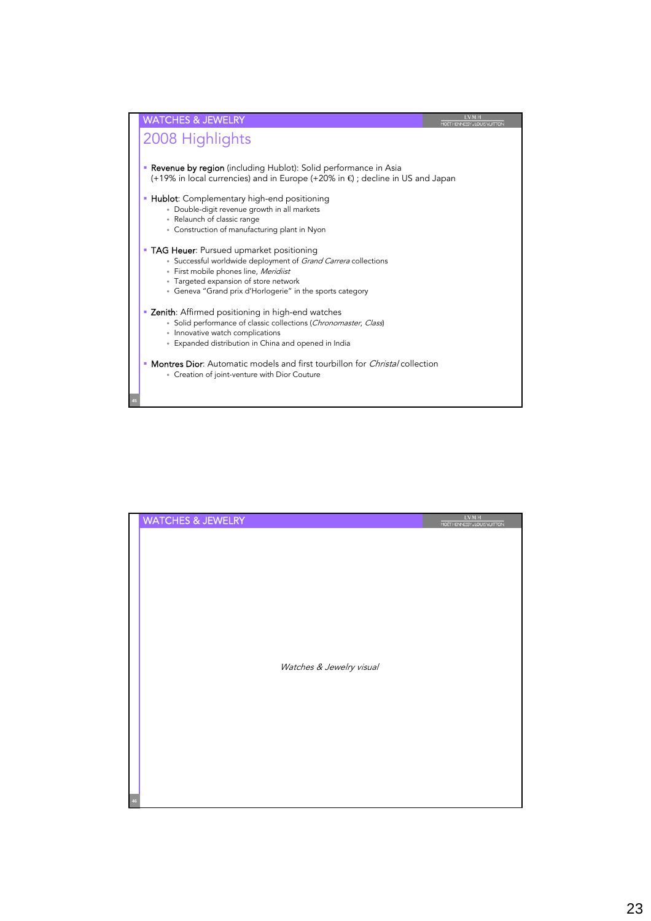## WATCHES & JEWELRY

### 2008 Highlights

- **Revenue by region** (including Hublot): Solid performance in Asia (+19% in local currencies) and in Europe (+20% in €) ; decline in US and Japan
- **Hublot**: Complementary high-end positioning
  - Double-digit revenue growth in all markets
  - Relaunch of classic range
  - Construction of manufacturing plant in Nyon
- **TAG Heuer**: Pursued upmarket positioning
  - Successful worldwide deployment of *Grand Carrera* collections
  - First mobile phones line, *Meridiist*
  - Targeted expansion of store network
  - Geneva "Grand prix d'Horlogerie" in the sports category
- **Zenith**: Affirmed positioning in high-end watches
  - Solid performance of classic collections (*Chronomaster, Class*)
  - Innovative watch complications
  - Expanded distribution in China and opened in India
- **Montres Dior**: Automatic models and first tourbillon for *Christal* collection
  - Creation of joint-venture with Dior Couture

## WATCHES & JEWELRY

*Watches & Jewelry visual*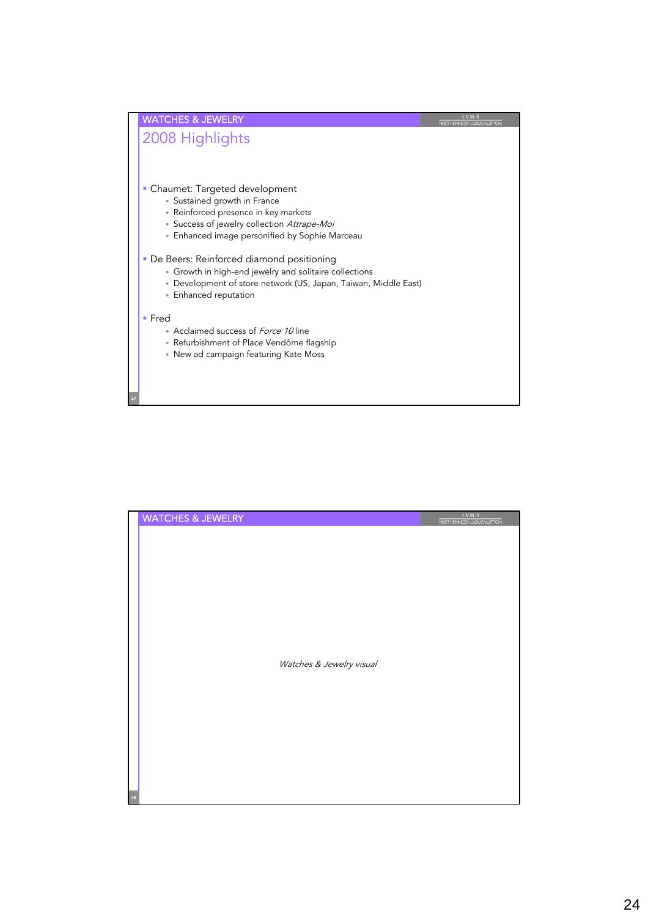## WATCHES & JEWELRY

### 2008 Highlights

- Chaumet: Targeted development
  - Sustained growth in France
  - Reinforced presence in key markets
  - Success of jewelry collection *Attrape-Moi*
  - Enhanced image personified by Sophie Marceau
- De Beers: Reinforced diamond positioning
  - Growth in high-end jewelry and solitaire collections
  - Development of store network (US, Japan, Taiwan, Middle East)
  - Enhanced reputation
- Fred
  - Acclaimed success of *Force 10* line
  - Refurbishment of Place Vendôme flagship
  - New ad campaign featuring Kate Moss

## WATCHES & JEWELRY

*Watches & Jewelry visual*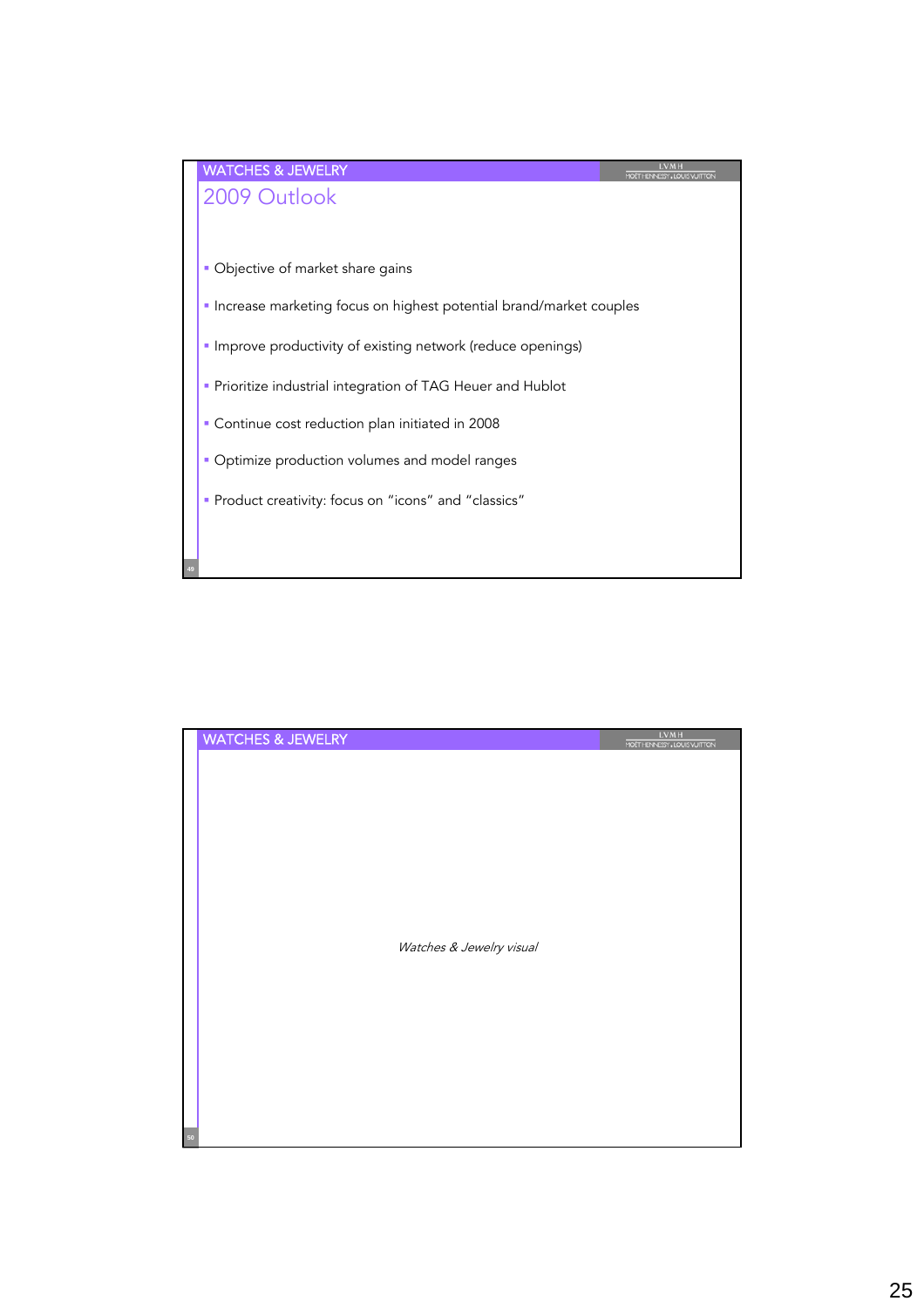## WATCHES & JEWELRY

### 2009 Outlook

- Objective of market share gains
- Increase marketing focus on highest potential brand/market couples
- Improve productivity of existing network (reduce openings)
- Prioritize industrial integration of TAG Heuer and Hublot
- Continue cost reduction plan initiated in 2008
- Optimize production volumes and model ranges
- Product creativity: focus on “icons” and “classics”

## WATCHES & JEWELRY

*Watches & Jewelry visual*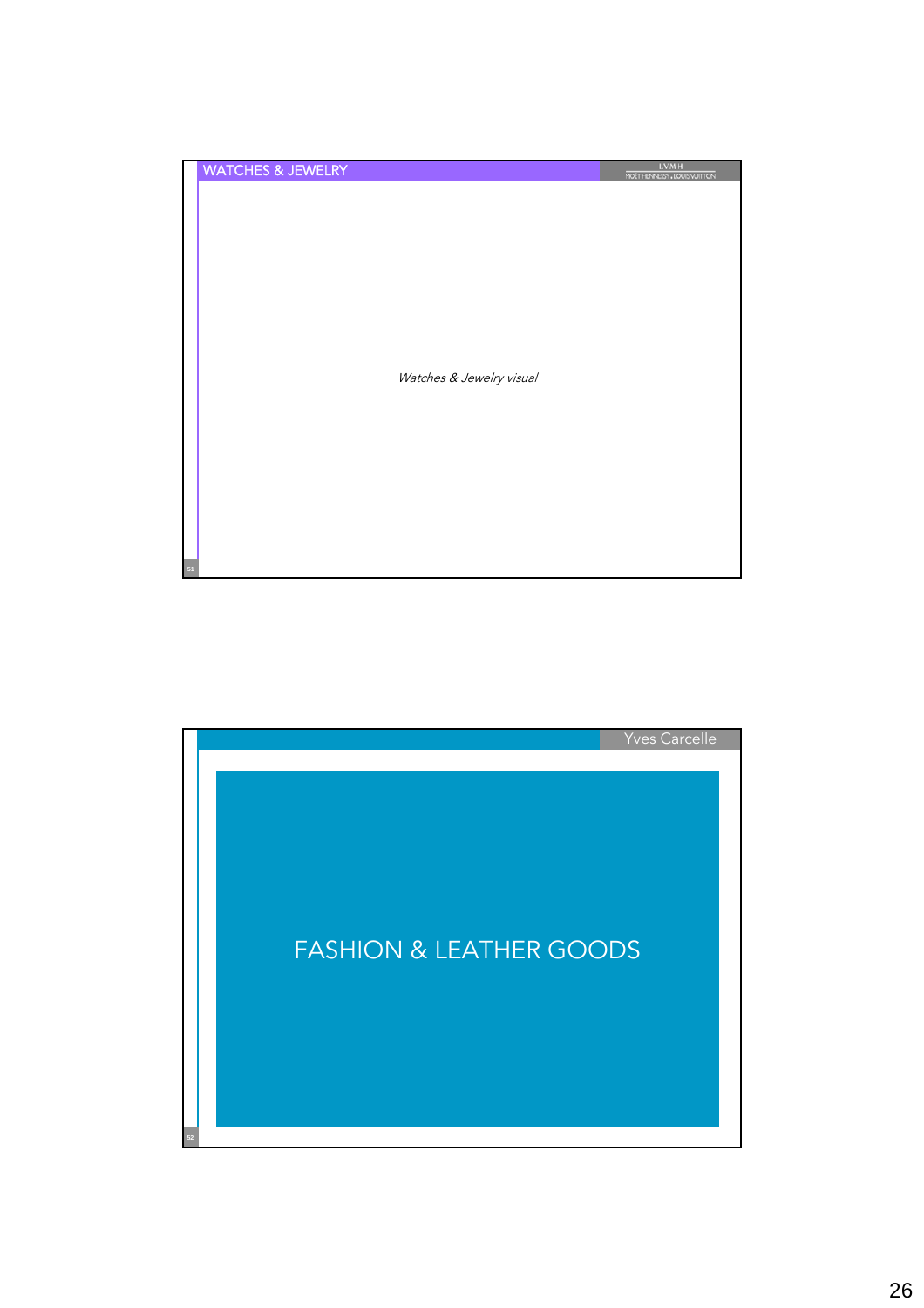## WATCHES & JEWELRY

*Watches & Jewelry visual*

---

Yves Carcelle

# FASHION & LEATHER GOODS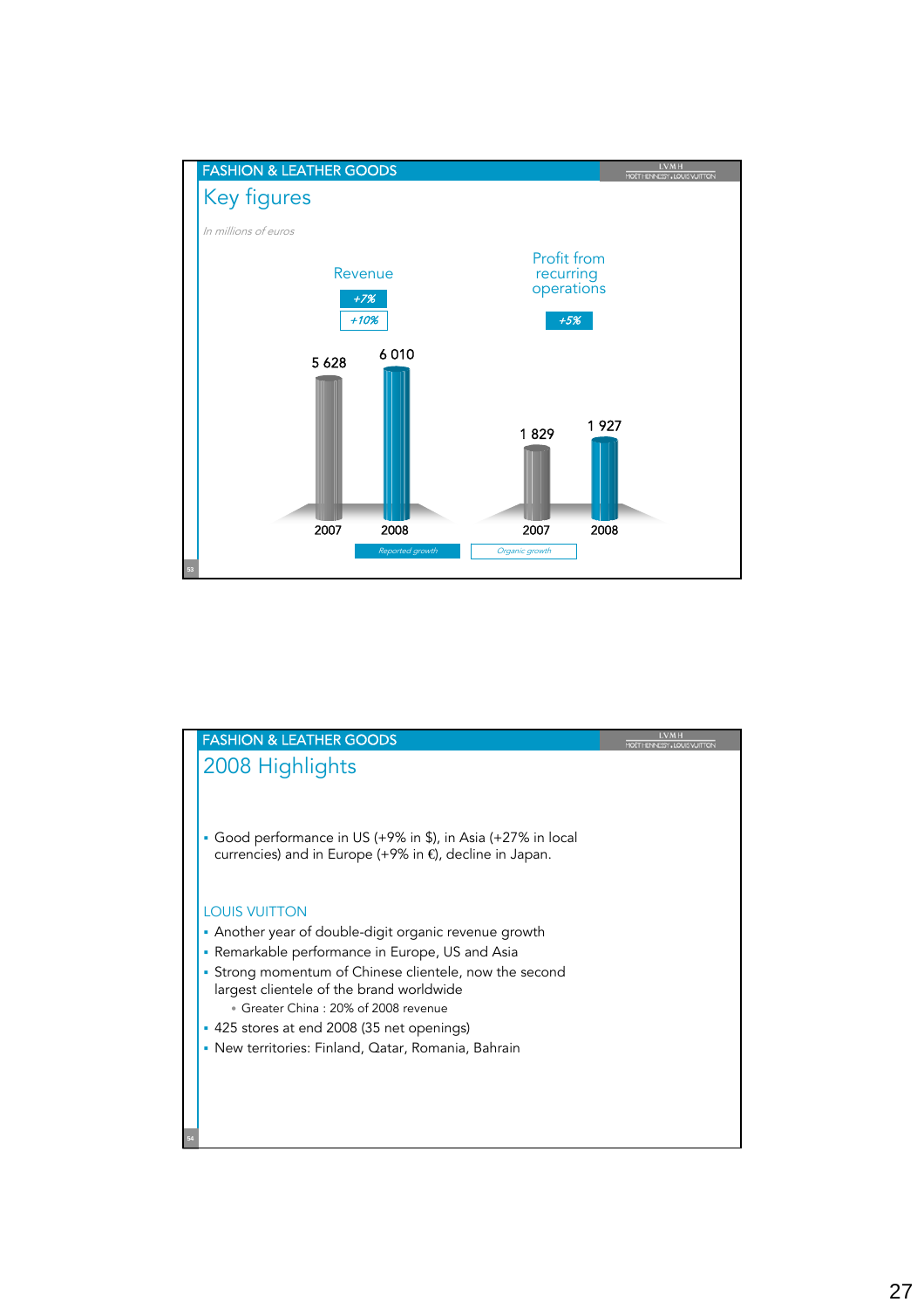## FASHION & LEATHER GOODS

### Key figures

*In millions of euros*

**Revenue** (+7% reported growth; +10% organic growth)

| | 2007 | 2008 |
|---|---|---|
| Revenue | 5 628 | 6 010 |

**Profit from recurring operations** (+5% reported growth)

| | 2007 | 2008 |
|---|---|---|
| Profit from recurring operations | 1 829 | 1 927 |

*Reported growth* — *Organic growth*

## FASHION & LEATHER GOODS

### 2008 Highlights

- Good performance in US (+9% in $), in Asia (+27% in local currencies) and in Europe (+9% in €), decline in Japan.

LOUIS VUITTON

- Another year of double-digit organic revenue growth
- Remarkable performance in Europe, US and Asia
- Strong momentum of Chinese clientele, now the second largest clientele of the brand worldwide
  - Greater China : 20% of 2008 revenue
- 425 stores at end 2008 (35 net openings)
- New territories: Finland, Qatar, Romania, Bahrain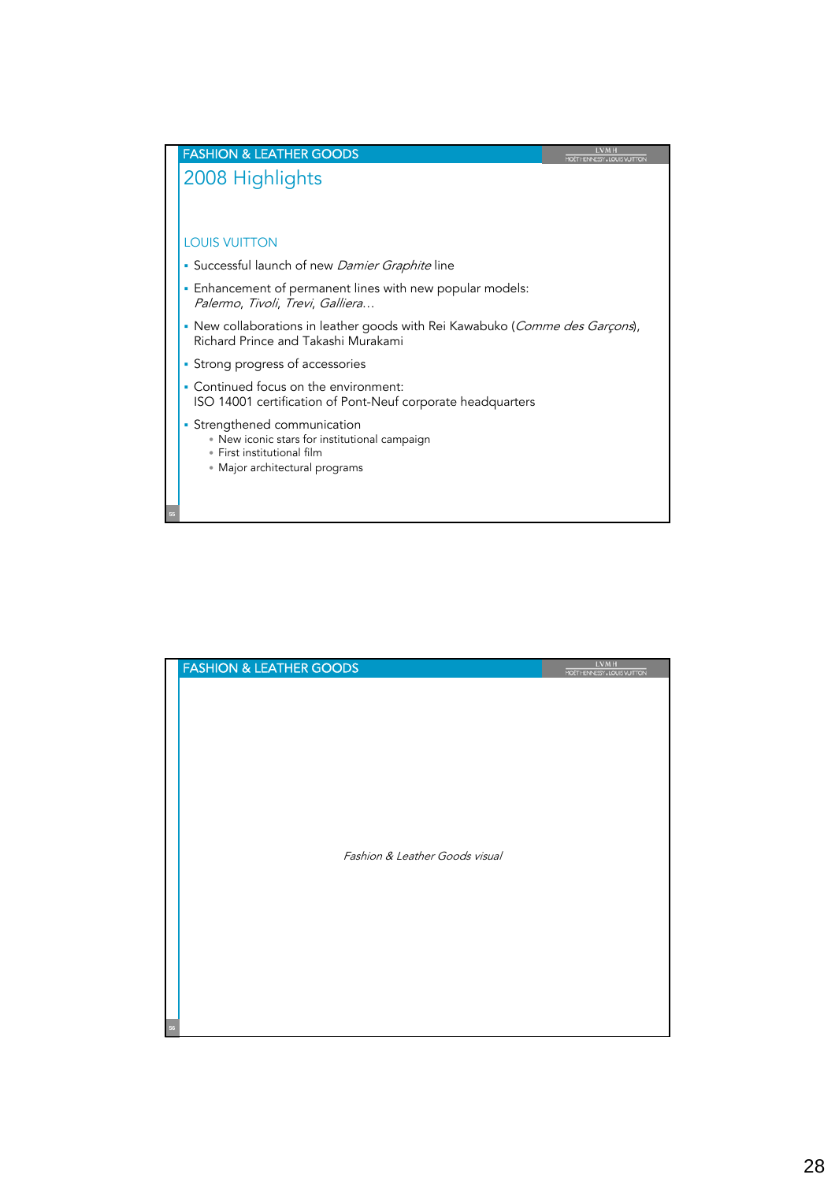## FASHION & LEATHER GOODS

# 2008 Highlights

### LOUIS VUITTON

- Successful launch of new *Damier Graphite* line
- Enhancement of permanent lines with new popular models:
  *Palermo*, *Tivoli*, *Trevi*, *Galliera…*
- New collaborations in leather goods with Rei Kawabuko (*Comme des Garçons*), Richard Prince and Takashi Murakami
- Strong progress of accessories
- Continued focus on the environment:
  ISO 14001 certification of Pont-Neuf corporate headquarters
- Strengthened communication
  - New iconic stars for institutional campaign
  - First institutional film
  - Major architectural programs

## FASHION & LEATHER GOODS

*Fashion & Leather Goods visual*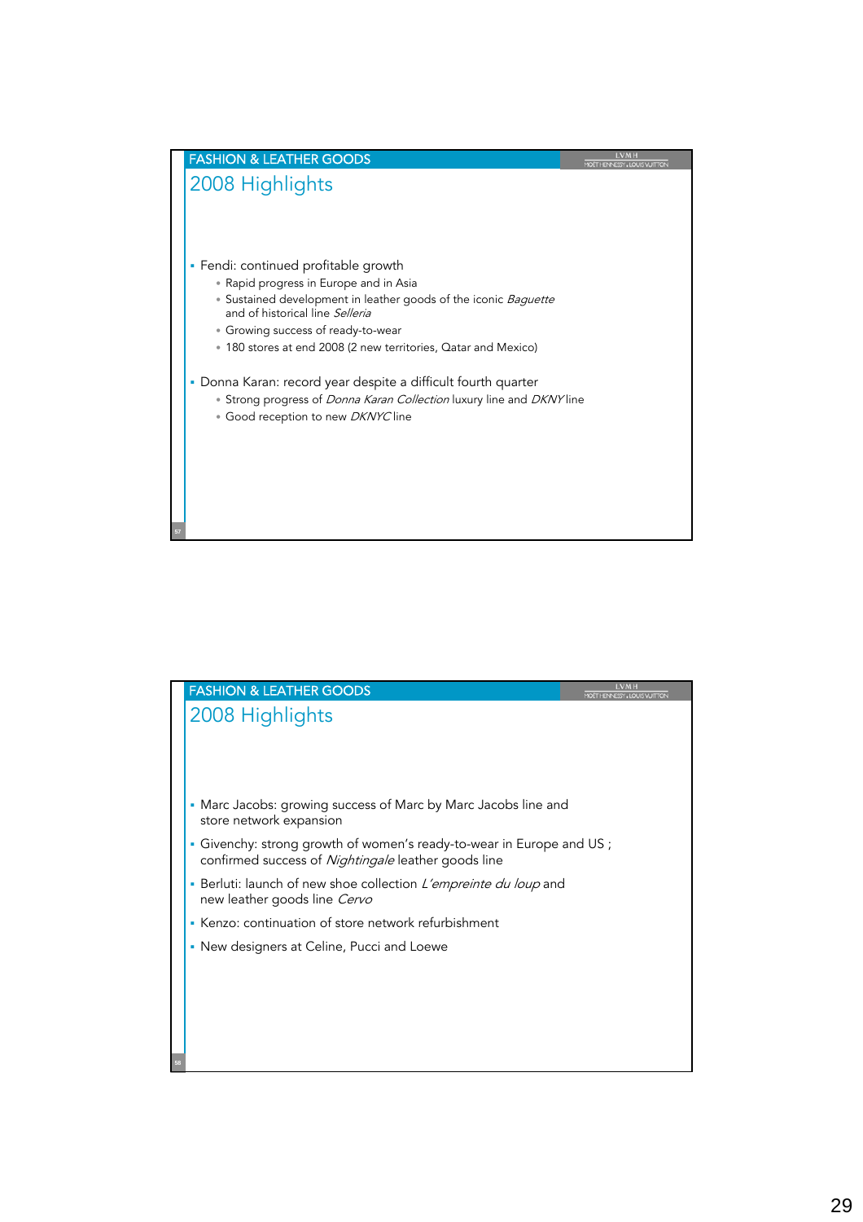## FASHION & LEATHER GOODS

### 2008 Highlights

- Fendi: continued profitable growth
  - Rapid progress in Europe and in Asia
  - Sustained development in leather goods of the iconic *Baguette* and of historical line *Selleria*
  - Growing success of ready-to-wear
  - 180 stores at end 2008 (2 new territories, Qatar and Mexico)
- Donna Karan: record year despite a difficult fourth quarter
  - Strong progress of *Donna Karan Collection* luxury line and *DKNY* line
  - Good reception to new *DKNYC* line

## FASHION & LEATHER GOODS

### 2008 Highlights

- Marc Jacobs: growing success of Marc by Marc Jacobs line and store network expansion
- Givenchy: strong growth of women's ready-to-wear in Europe and US ; confirmed success of *Nightingale* leather goods line
- Berluti: launch of new shoe collection *L'empreinte du loup* and new leather goods line *Cervo*
- Kenzo: continuation of store network refurbishment
- New designers at Celine, Pucci and Loewe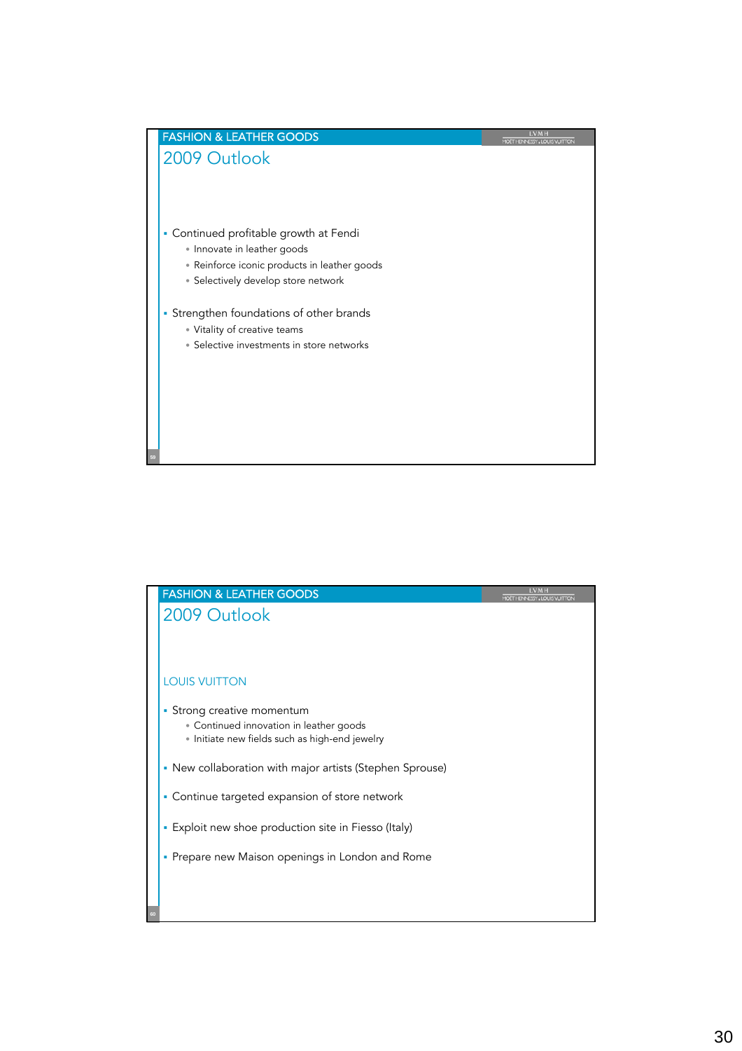## FASHION & LEATHER GOODS

### 2009 Outlook

- Continued profitable growth at Fendi
  - Innovate in leather goods
  - Reinforce iconic products in leather goods
  - Selectively develop store network
- Strengthen foundations of other brands
  - Vitality of creative teams
  - Selective investments in store networks

## FASHION & LEATHER GOODS

### 2009 Outlook

LOUIS VUITTON

- Strong creative momentum
  - Continued innovation in leather goods
  - Initiate new fields such as high-end jewelry
- New collaboration with major artists (Stephen Sprouse)
- Continue targeted expansion of store network
- Exploit new shoe production site in Fiesso (Italy)
- Prepare new Maison openings in London and Rome